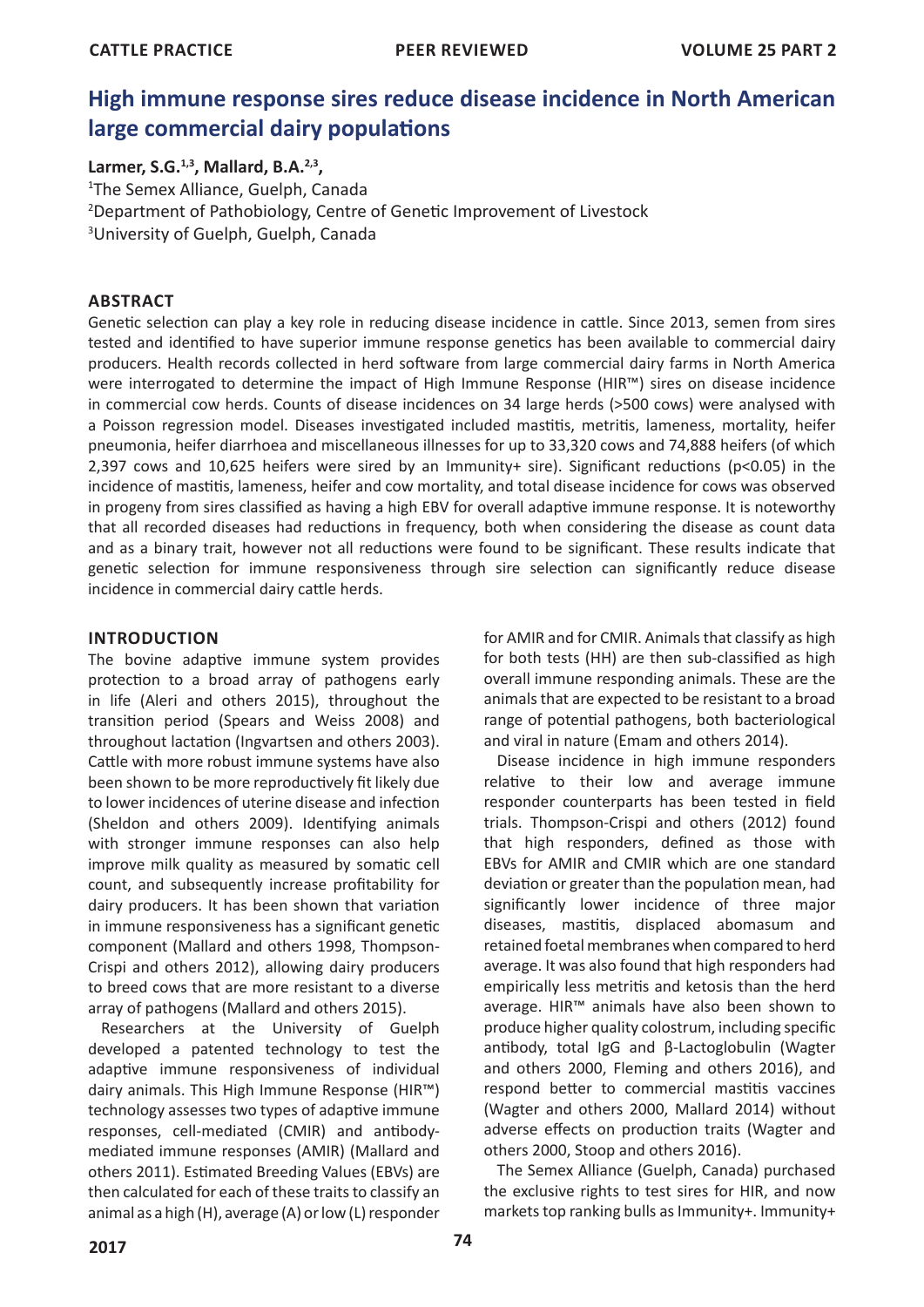# High immune response sires reduce disease incidence in North American large commercial dairy populations

**Larmer, S.G.[1,3], Mallard, B.A.[2,3],**

[1]The Semex Alliance, Guelph, Canada
[2]Department of Pathobiology, Centre of Genetic Improvement of Livestock
[3]University of Guelph, Guelph, Canada

## ABSTRACT

Genetic selection can play a key role in reducing disease incidence in cattle. Since 2013, semen from sires tested and identified to have superior immune response genetics has been available to commercial dairy producers. Health records collected in herd software from large commercial dairy farms in North America were interrogated to determine the impact of High Immune Response (HIR™) sires on disease incidence in commercial cow herds. Counts of disease incidences on 34 large herds (>500 cows) were analysed with a Poisson regression model. Diseases investigated included mastitis, metritis, lameness, mortality, heifer pneumonia, heifer diarrhoea and miscellaneous illnesses for up to 33,320 cows and 74,888 heifers (of which 2,397 cows and 10,625 heifers were sired by an Immunity+ sire). Significant reductions (p<0.05) in the incidence of mastitis, lameness, heifer and cow mortality, and total disease incidence for cows was observed in progeny from sires classified as having a high EBV for overall adaptive immune response. It is noteworthy that all recorded diseases had reductions in frequency, both when considering the disease as count data and as a binary trait, however not all reductions were found to be significant. These results indicate that genetic selection for immune responsiveness through sire selection can significantly reduce disease incidence in commercial dairy cattle herds.

## INTRODUCTION

The bovine adaptive immune system provides protection to a broad array of pathogens early in life (Aleri and others 2015), throughout the transition period (Spears and Weiss 2008) and throughout lactation (Ingvartsen and others 2003). Cattle with more robust immune systems have also been shown to be more reproductively fit likely due to lower incidences of uterine disease and infection (Sheldon and others 2009). Identifying animals with stronger immune responses can also help improve milk quality as measured by somatic cell count, and subsequently increase profitability for dairy producers. It has been shown that variation in immune responsiveness has a significant genetic component (Mallard and others 1998, Thompson-Crispi and others 2012), allowing dairy producers to breed cows that are more resistant to a diverse array of pathogens (Mallard and others 2015).

Researchers at the University of Guelph developed a patented technology to test the adaptive immune responsiveness of individual dairy animals. This High Immune Response (HIR™) technology assesses two types of adaptive immune responses, cell-mediated (CMIR) and antibody-mediated immune responses (AMIR) (Mallard and others 2011). Estimated Breeding Values (EBVs) are then calculated for each of these traits to classify an animal as a high (H), average (A) or low (L) responder for AMIR and for CMIR. Animals that classify as high for both tests (HH) are then sub-classified as high overall immune responding animals. These are the animals that are expected to be resistant to a broad range of potential pathogens, both bacteriological and viral in nature (Emam and others 2014).

Disease incidence in high immune responders relative to their low and average immune responder counterparts has been tested in field trials. Thompson-Crispi and others (2012) found that high responders, defined as those with EBVs for AMIR and CMIR which are one standard deviation or greater than the population mean, had significantly lower incidence of three major diseases, mastitis, displaced abomasum and retained foetal membranes when compared to herd average. It was also found that high responders had empirically less metritis and ketosis than the herd average. HIR™ animals have also been shown to produce higher quality colostrum, including specific antibody, total IgG and β-Lactoglobulin (Wagter and others 2000, Fleming and others 2016), and respond better to commercial mastitis vaccines (Wagter and others 2000, Mallard 2014) without adverse effects on production traits (Wagter and others 2000, Stoop and others 2016).

The Semex Alliance (Guelph, Canada) purchased the exclusive rights to test sires for HIR, and now markets top ranking bulls as Immunity+. Immunity+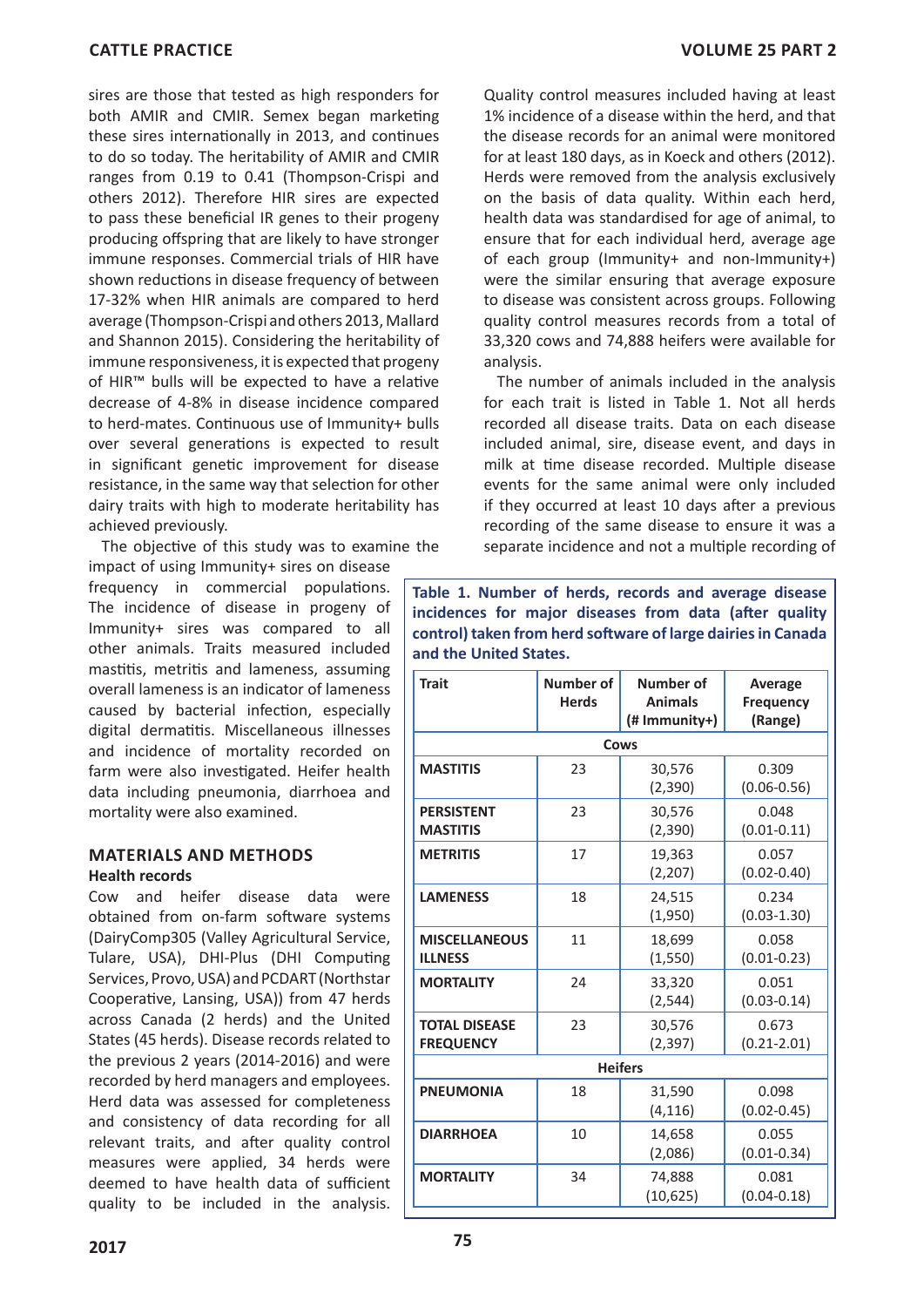sires are those that tested as high responders for both AMIR and CMIR. Semex began marketing these sires internationally in 2013, and continues to do so today. The heritability of AMIR and CMIR ranges from 0.19 to 0.41 (Thompson-Crispi and others 2012). Therefore HIR sires are expected to pass these beneficial IR genes to their progeny producing offspring that are likely to have stronger immune responses. Commercial trials of HIR have shown reductions in disease frequency of between 17-32% when HIR animals are compared to herd average (Thompson-Crispi and others 2013, Mallard and Shannon 2015). Considering the heritability of immune responsiveness, it is expected that progeny of HIR™ bulls will be expected to have a relative decrease of 4-8% in disease incidence compared to herd-mates. Continuous use of Immunity+ bulls over several generations is expected to result in significant genetic improvement for disease resistance, in the same way that selection for other dairy traits with high to moderate heritability has achieved previously.

The objective of this study was to examine the impact of using Immunity+ sires on disease frequency in commercial populations. The incidence of disease in progeny of Immunity+ sires was compared to all other animals. Traits measured included mastitis, metritis and lameness, assuming overall lameness is an indicator of lameness caused by bacterial infection, especially digital dermatitis. Miscellaneous illnesses and incidence of mortality recorded on farm were also investigated. Heifer health data including pneumonia, diarrhoea and mortality were also examined.

## MATERIALS AND METHODS

### Health records

Cow and heifer disease data were obtained from on-farm software systems (DairyComp305 (Valley Agricultural Service, Tulare, USA), DHI-Plus (DHI Computing Services, Provo, USA) and PCDART (Northstar Cooperative, Lansing, USA)) from 47 herds across Canada (2 herds) and the United States (45 herds). Disease records related to the previous 2 years (2014-2016) and were recorded by herd managers and employees. Herd data was assessed for completeness and consistency of data recording for all relevant traits, and after quality control measures were applied, 34 herds were deemed to have health data of sufficient quality to be included in the analysis. Quality control measures included having at least 1% incidence of a disease within the herd, and that the disease records for an animal were monitored for at least 180 days, as in Koeck and others (2012). Herds were removed from the analysis exclusively on the basis of data quality. Within each herd, health data was standardised for age of animal, to ensure that for each individual herd, average age of each group (Immunity+ and non-Immunity+) were the similar ensuring that average exposure to disease was consistent across groups. Following quality control measures records from a total of 33,320 cows and 74,888 heifers were available for analysis.

The number of animals included in the analysis for each trait is listed in Table 1. Not all herds recorded all disease traits. Data on each disease included animal, sire, disease event, and days in milk at time disease recorded. Multiple disease events for the same animal were only included if they occurred at least 10 days after a previous recording of the same disease to ensure it was a separate incidence and not a multiple recording of

**Table 1. Number of herds, records and average disease incidences for major diseases from data (after quality control) taken from herd software of large dairies in Canada and the United States.**

| Trait | Number of Herds | Number of Animals (# Immunity+) | Average Frequency (Range) |
|---|---|---|---|
| | | **Cows** | |
| **MASTITIS** | 23 | 30,576 (2,390) | 0.309 (0.06-0.56) |
| **PERSISTENT MASTITIS** | 23 | 30,576 (2,390) | 0.048 (0.01-0.11) |
| **METRITIS** | 17 | 19,363 (2,207) | 0.057 (0.02-0.40) |
| **LAMENESS** | 18 | 24,515 (1,950) | 0.234 (0.03-1.30) |
| **MISCELLANEOUS ILLNESS** | 11 | 18,699 (1,550) | 0.058 (0.01-0.23) |
| **MORTALITY** | 24 | 33,320 (2,544) | 0.051 (0.03-0.14) |
| **TOTAL DISEASE FREQUENCY** | 23 | 30,576 (2,397) | 0.673 (0.21-2.01) |
| | | **Heifers** | |
| **PNEUMONIA** | 18 | 31,590 (4,116) | 0.098 (0.02-0.45) |
| **DIARRHOEA** | 10 | 14,658 (2,086) | 0.055 (0.01-0.34) |
| **MORTALITY** | 34 | 74,888 (10,625) | 0.081 (0.04-0.18) |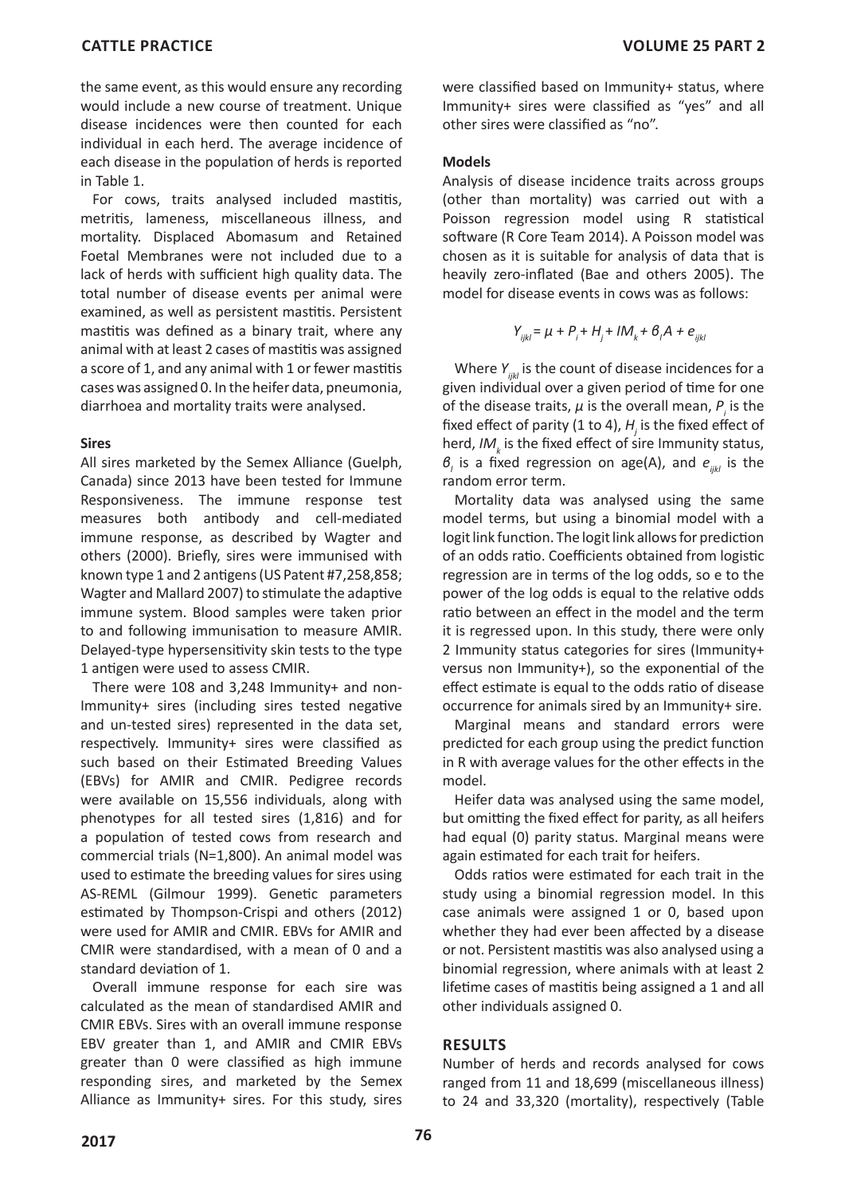the same event, as this would ensure any recording would include a new course of treatment. Unique disease incidences were then counted for each individual in each herd. The average incidence of each disease in the population of herds is reported in Table 1.

For cows, traits analysed included mastitis, metritis, lameness, miscellaneous illness, and mortality. Displaced Abomasum and Retained Foetal Membranes were not included due to a lack of herds with sufficient high quality data. The total number of disease events per animal were examined, as well as persistent mastitis. Persistent mastitis was defined as a binary trait, where any animal with at least 2 cases of mastitis was assigned a score of 1, and any animal with 1 or fewer mastitis cases was assigned 0. In the heifer data, pneumonia, diarrhoea and mortality traits were analysed.

### Sires

All sires marketed by the Semex Alliance (Guelph, Canada) since 2013 have been tested for Immune Responsiveness. The immune response test measures both antibody and cell-mediated immune response, as described by Wagter and others (2000). Briefly, sires were immunised with known type 1 and 2 antigens (US Patent #7,258,858; Wagter and Mallard 2007) to stimulate the adaptive immune system. Blood samples were taken prior to and following immunisation to measure AMIR. Delayed-type hypersensitivity skin tests to the type 1 antigen were used to assess CMIR.

There were 108 and 3,248 Immunity+ and non-Immunity+ sires (including sires tested negative and un-tested sires) represented in the data set, respectively. Immunity+ sires were classified as such based on their Estimated Breeding Values (EBVs) for AMIR and CMIR. Pedigree records were available on 15,556 individuals, along with phenotypes for all tested sires (1,816) and for a population of tested cows from research and commercial trials (N=1,800). An animal model was used to estimate the breeding values for sires using AS-REML (Gilmour 1999). Genetic parameters estimated by Thompson-Crispi and others (2012) were used for AMIR and CMIR. EBVs for AMIR and CMIR were standardised, with a mean of 0 and a standard deviation of 1.

Overall immune response for each sire was calculated as the mean of standardised AMIR and CMIR EBVs. Sires with an overall immune response EBV greater than 1, and AMIR and CMIR EBVs greater than 0 were classified as high immune responding sires, and marketed by the Semex Alliance as Immunity+ sires. For this study, sires were classified based on Immunity+ status, where Immunity+ sires were classified as "yes" and all other sires were classified as "no".

### Models

Analysis of disease incidence traits across groups (other than mortality) was carried out with a Poisson regression model using R statistical software (R Core Team 2014). A Poisson model was chosen as it is suitable for analysis of data that is heavily zero-inflated (Bae and others 2005). The model for disease events in cows was as follows:

$$Y_{ijkl} = \mu + P_i + H_j + IM_k + \beta_l A + e_{ijkl}$$

Where $Y_{ijkl}$ is the count of disease incidences for a given individual over a given period of time for one of the disease traits, $\mu$ is the overall mean, $P_i$ is the fixed effect of parity (1 to 4), $H_j$ is the fixed effect of herd, $IM_k$ is the fixed effect of sire Immunity status, $\beta_l$ is a fixed regression on age(A), and $e_{ijkl}$ is the random error term.

Mortality data was analysed using the same model terms, but using a binomial model with a logit link function. The logit link allows for prediction of an odds ratio. Coefficients obtained from logistic regression are in terms of the log odds, so e to the power of the log odds is equal to the relative odds ratio between an effect in the model and the term it is regressed upon. In this study, there were only 2 Immunity status categories for sires (Immunity+ versus non Immunity+), so the exponential of the effect estimate is equal to the odds ratio of disease occurrence for animals sired by an Immunity+ sire.

Marginal means and standard errors were predicted for each group using the predict function in R with average values for the other effects in the model.

Heifer data was analysed using the same model, but omitting the fixed effect for parity, as all heifers had equal (0) parity status. Marginal means were again estimated for each trait for heifers.

Odds ratios were estimated for each trait in the study using a binomial regression model. In this case animals were assigned 1 or 0, based upon whether they had ever been affected by a disease or not. Persistent mastitis was also analysed using a binomial regression, where animals with at least 2 lifetime cases of mastitis being assigned a 1 and all other individuals assigned 0.

## RESULTS

Number of herds and records analysed for cows ranged from 11 and 18,699 (miscellaneous illness) to 24 and 33,320 (mortality), respectively (Table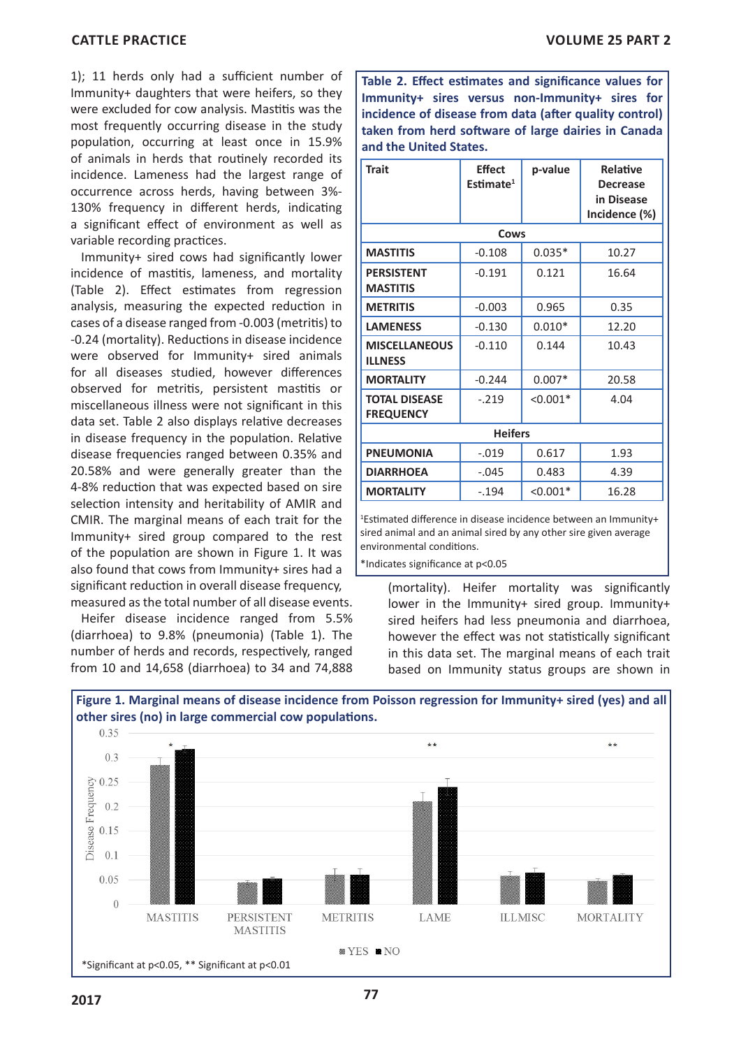1); 11 herds only had a sufficient number of Immunity+ daughters that were heifers, so they were excluded for cow analysis. Mastitis was the most frequently occurring disease in the study population, occurring at least once in 15.9% of animals in herds that routinely recorded its incidence. Lameness had the largest range of occurrence across herds, having between 3%-130% frequency in different herds, indicating a significant effect of environment as well as variable recording practices.

Immunity+ sired cows had significantly lower incidence of mastitis, lameness, and mortality (Table 2). Effect estimates from regression analysis, measuring the expected reduction in cases of a disease ranged from -0.003 (metritis) to -0.24 (mortality). Reductions in disease incidence were observed for Immunity+ sired animals for all diseases studied, however differences observed for metritis, persistent mastitis or miscellaneous illness were not significant in this data set. Table 2 also displays relative decreases in disease frequency in the population. Relative disease frequencies ranged between 0.35% and 20.58% and were generally greater than the 4-8% reduction that was expected based on sire selection intensity and heritability of AMIR and CMIR. The marginal means of each trait for the Immunity+ sired group compared to the rest of the population are shown in Figure 1. It was also found that cows from Immunity+ sires had a significant reduction in overall disease frequency, measured as the total number of all disease events.

Heifer disease incidence ranged from 5.5% (diarrhoea) to 9.8% (pneumonia) (Table 1). The number of herds and records, respectively, ranged from 10 and 14,658 (diarrhoea) to 34 and 74,888 (mortality). Heifer mortality was significantly lower in the Immunity+ sired group. Immunity+ sired heifers had less pneumonia and diarrhoea, however the effect was not statistically significant in this data set. The marginal means of each trait based on Immunity status groups are shown in

**Table 2. Effect estimates and significance values for Immunity+ sires versus non-Immunity+ sires for incidence of disease from data (after quality control) taken from herd software of large dairies in Canada and the United States.**

| Trait | Effect Estimate[1] | p-value | Relative Decrease in Disease Incidence (%) |
|---|---|---|---|
| **Cows** | | | |
| **MASTITIS** | -0.108 | 0.035* | 10.27 |
| **PERSISTENT MASTITIS** | -0.191 | 0.121 | 16.64 |
| **METRITIS** | -0.003 | 0.965 | 0.35 |
| **LAMENESS** | -0.130 | 0.010* | 12.20 |
| **MISCELLANEOUS ILLNESS** | -0.110 | 0.144 | 10.43 |
| **MORTALITY** | -0.244 | 0.007* | 20.58 |
| **TOTAL DISEASE FREQUENCY** | -.219 | <0.001* | 4.04 |
| **Heifers** | | | |
| **PNEUMONIA** | -.019 | 0.617 | 1.93 |
| **DIARRHOEA** | -.045 | 0.483 | 4.39 |
| **MORTALITY** | -.194 | <0.001* | 16.28 |

[1]Estimated difference in disease incidence between an Immunity+ sired animal and an animal sired by any other sire given average environmental conditions.

*Indicates significance at p<0.05

**Figure 1. Marginal means of disease incidence from Poisson regression for Immunity+ sired (yes) and all other sires (no) in large commercial cow populations.**

*Significant at p<0.05, ** Significant at p<0.01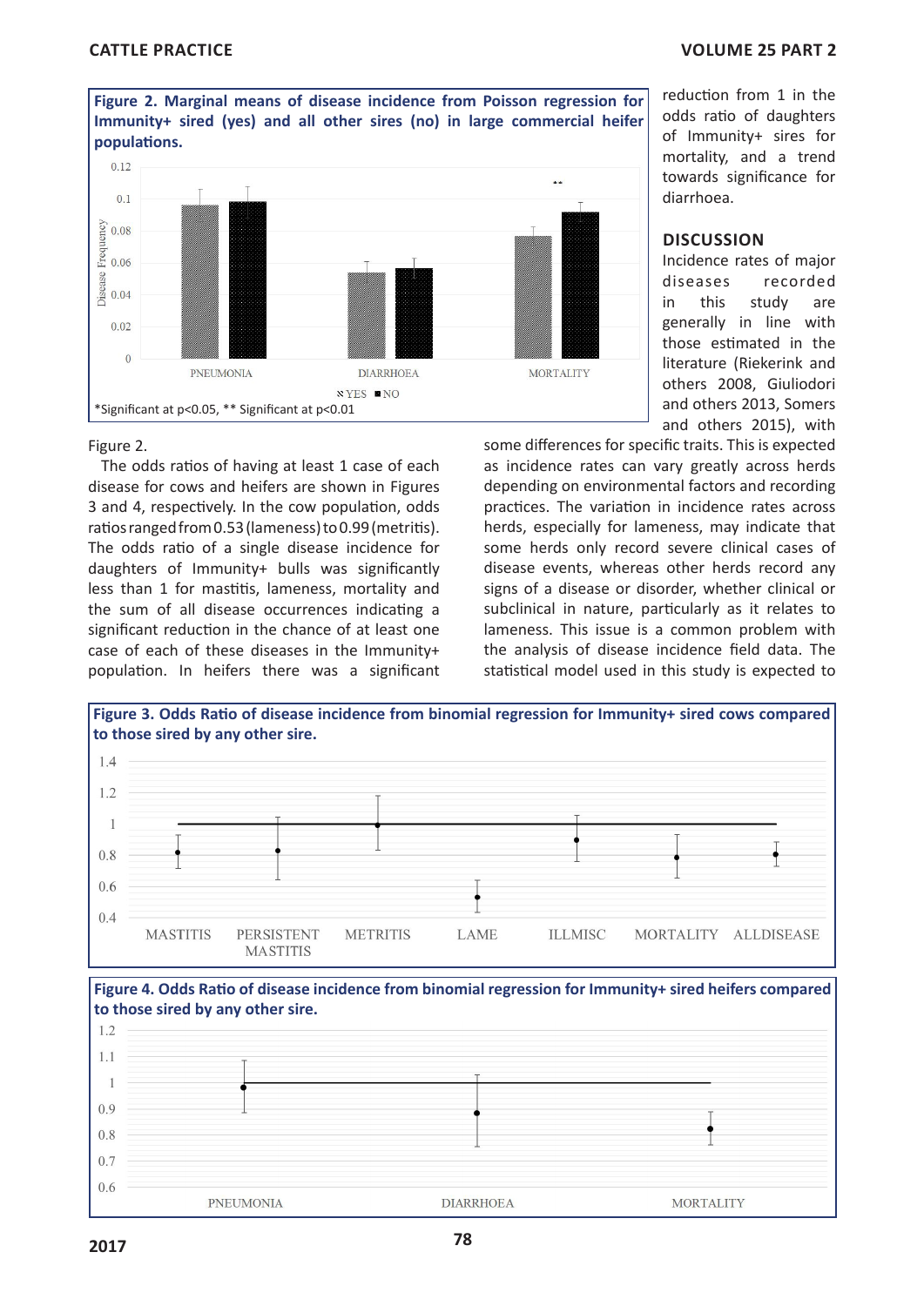**Figure 2. Marginal means of disease incidence from Poisson regression for Immunity+ sired (yes) and all other sires (no) in large commercial heifer populations.**

*Significant at p<0.05, ** Significant at p<0.01

Figure 2.

The odds ratios of having at least 1 case of each disease for cows and heifers are shown in Figures 3 and 4, respectively. In the cow population, odds ratios ranged from 0.53 (lameness) to 0.99 (metritis). The odds ratio of a single disease incidence for daughters of Immunity+ bulls was significantly less than 1 for mastitis, lameness, mortality and the sum of all disease occurrences indicating a significant reduction in the chance of at least one case of each of these diseases in the Immunity+ population. In heifers there was a significant reduction from 1 in the odds ratio of daughters of Immunity+ sires for mortality, and a trend towards significance for diarrhoea.

## DISCUSSION

Incidence rates of major diseases recorded in this study are generally in line with those estimated in the literature (Riekerink and others 2008, Giuliodori and others 2013, Somers and others 2015), with some differences for specific traits. This is expected as incidence rates can vary greatly across herds depending on environmental factors and recording practices. The variation in incidence rates across herds, especially for lameness, may indicate that some herds only record severe clinical cases of disease events, whereas other herds record any signs of a disease or disorder, whether clinical or subclinical in nature, particularly as it relates to lameness. This issue is a common problem with the analysis of disease incidence field data. The statistical model used in this study is expected to

**Figure 3. Odds Ratio of disease incidence from binomial regression for Immunity+ sired cows compared to those sired by any other sire.**

**Figure 4. Odds Ratio of disease incidence from binomial regression for Immunity+ sired heifers compared to those sired by any other sire.**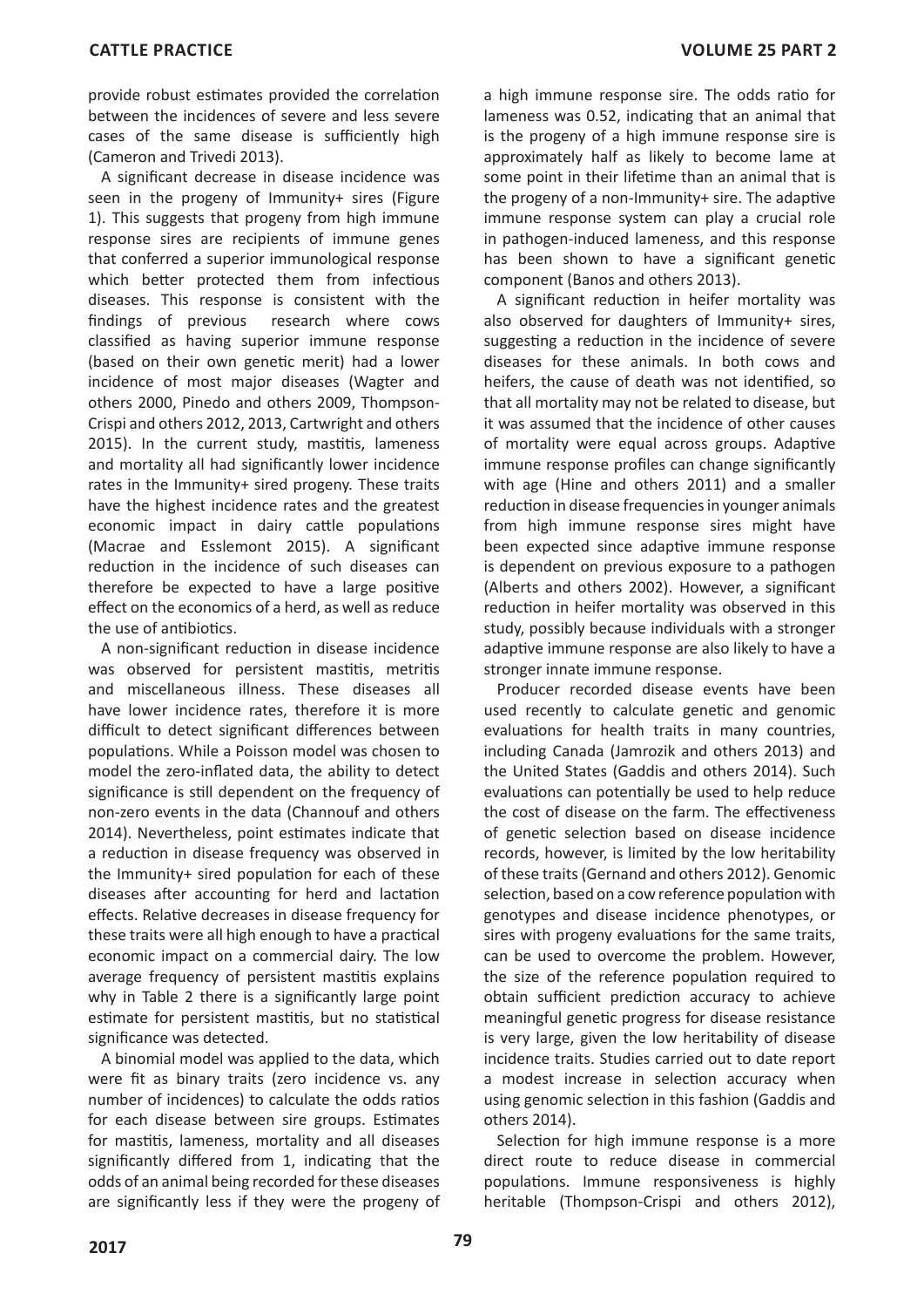provide robust estimates provided the correlation between the incidences of severe and less severe cases of the same disease is sufficiently high (Cameron and Trivedi 2013).

A significant decrease in disease incidence was seen in the progeny of Immunity+ sires (Figure 1). This suggests that progeny from high immune response sires are recipients of immune genes that conferred a superior immunological response which better protected them from infectious diseases. This response is consistent with the findings of previous research where cows classified as having superior immune response (based on their own genetic merit) had a lower incidence of most major diseases (Wagter and others 2000, Pinedo and others 2009, Thompson-Crispi and others 2012, 2013, Cartwright and others 2015). In the current study, mastitis, lameness and mortality all had significantly lower incidence rates in the Immunity+ sired progeny. These traits have the highest incidence rates and the greatest economic impact in dairy cattle populations (Macrae and Esslemont 2015). A significant reduction in the incidence of such diseases can therefore be expected to have a large positive effect on the economics of a herd, as well as reduce the use of antibiotics.

A non-significant reduction in disease incidence was observed for persistent mastitis, metritis and miscellaneous illness. These diseases all have lower incidence rates, therefore it is more difficult to detect significant differences between populations. While a Poisson model was chosen to model the zero-inflated data, the ability to detect significance is still dependent on the frequency of non-zero events in the data (Channouf and others 2014). Nevertheless, point estimates indicate that a reduction in disease frequency was observed in the Immunity+ sired population for each of these diseases after accounting for herd and lactation effects. Relative decreases in disease frequency for these traits were all high enough to have a practical economic impact on a commercial dairy. The low average frequency of persistent mastitis explains why in Table 2 there is a significantly large point estimate for persistent mastitis, but no statistical significance was detected.

A binomial model was applied to the data, which were fit as binary traits (zero incidence vs. any number of incidences) to calculate the odds ratios for each disease between sire groups. Estimates for mastitis, lameness, mortality and all diseases significantly differed from 1, indicating that the odds of an animal being recorded for these diseases are significantly less if they were the progeny of a high immune response sire. The odds ratio for lameness was 0.52, indicating that an animal that is the progeny of a high immune response sire is approximately half as likely to become lame at some point in their lifetime than an animal that is the progeny of a non-Immunity+ sire. The adaptive immune response system can play a crucial role in pathogen-induced lameness, and this response has been shown to have a significant genetic component (Banos and others 2013).

A significant reduction in heifer mortality was also observed for daughters of Immunity+ sires, suggesting a reduction in the incidence of severe diseases for these animals. In both cows and heifers, the cause of death was not identified, so that all mortality may not be related to disease, but it was assumed that the incidence of other causes of mortality were equal across groups. Adaptive immune response profiles can change significantly with age (Hine and others 2011) and a smaller reduction in disease frequencies in younger animals from high immune response sires might have been expected since adaptive immune response is dependent on previous exposure to a pathogen (Alberts and others 2002). However, a significant reduction in heifer mortality was observed in this study, possibly because individuals with a stronger adaptive immune response are also likely to have a stronger innate immune response.

Producer recorded disease events have been used recently to calculate genetic and genomic evaluations for health traits in many countries, including Canada (Jamrozik and others 2013) and the United States (Gaddis and others 2014). Such evaluations can potentially be used to help reduce the cost of disease on the farm. The effectiveness of genetic selection based on disease incidence records, however, is limited by the low heritability of these traits (Gernand and others 2012). Genomic selection, based on a cow reference population with genotypes and disease incidence phenotypes, or sires with progeny evaluations for the same traits, can be used to overcome the problem. However, the size of the reference population required to obtain sufficient prediction accuracy to achieve meaningful genetic progress for disease resistance is very large, given the low heritability of disease incidence traits. Studies carried out to date report a modest increase in selection accuracy when using genomic selection in this fashion (Gaddis and others 2014).

Selection for high immune response is a more direct route to reduce disease in commercial populations. Immune responsiveness is highly heritable (Thompson-Crispi and others 2012),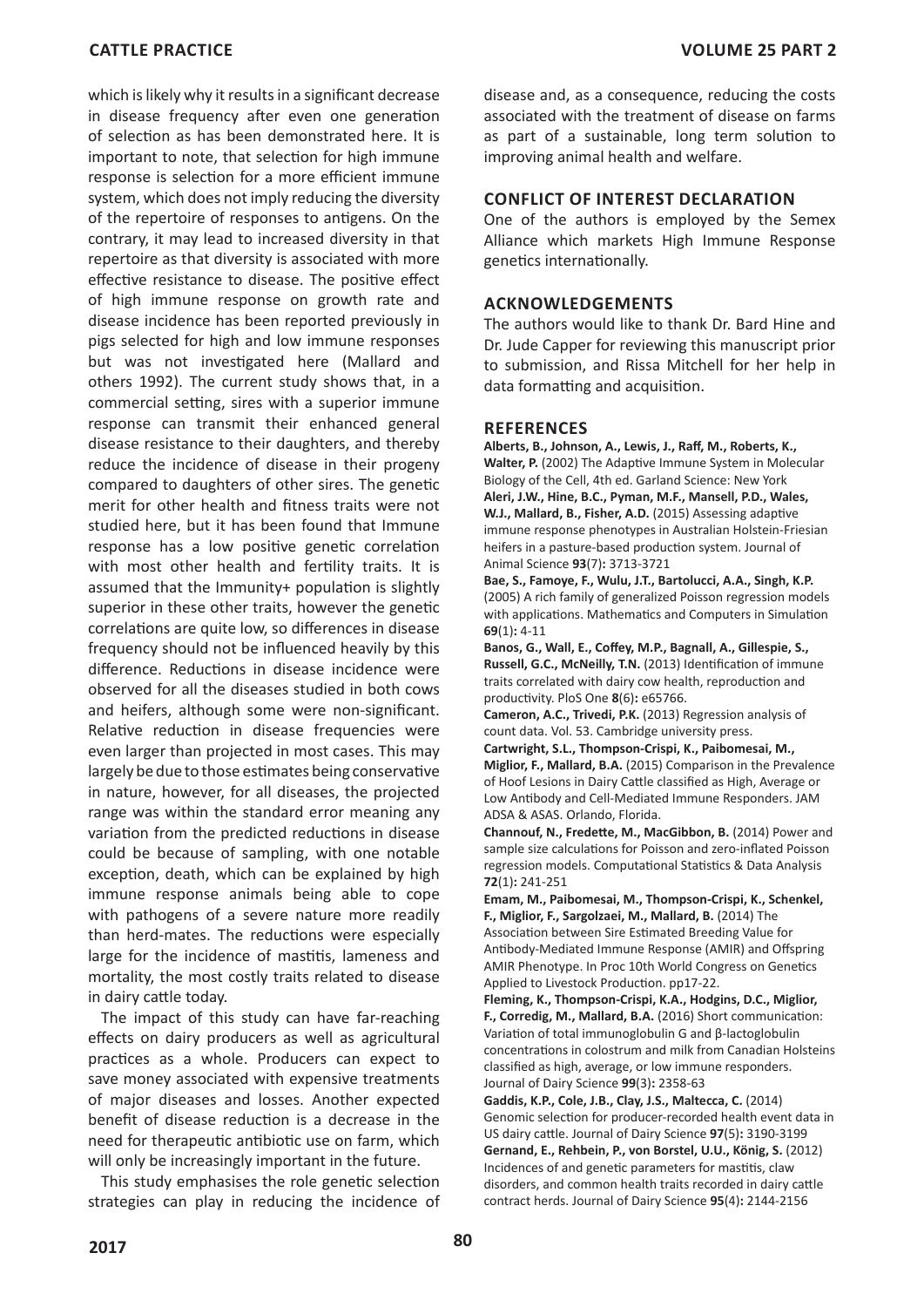which is likely why it results in a significant decrease in disease frequency after even one generation of selection as has been demonstrated here. It is important to note, that selection for high immune response is selection for a more efficient immune system, which does not imply reducing the diversity of the repertoire of responses to antigens. On the contrary, it may lead to increased diversity in that repertoire as that diversity is associated with more effective resistance to disease. The positive effect of high immune response on growth rate and disease incidence has been reported previously in pigs selected for high and low immune responses but was not investigated here (Mallard and others 1992). The current study shows that, in a commercial setting, sires with a superior immune response can transmit their enhanced general disease resistance to their daughters, and thereby reduce the incidence of disease in their progeny compared to daughters of other sires. The genetic merit for other health and fitness traits were not studied here, but it has been found that Immune response has a low positive genetic correlation with most other health and fertility traits. It is assumed that the Immunity+ population is slightly superior in these other traits, however the genetic correlations are quite low, so differences in disease frequency should not be influenced heavily by this difference. Reductions in disease incidence were observed for all the diseases studied in both cows and heifers, although some were non-significant. Relative reduction in disease frequencies were even larger than projected in most cases. This may largely be due to those estimates being conservative in nature, however, for all diseases, the projected range was within the standard error meaning any variation from the predicted reductions in disease could be because of sampling, with one notable exception, death, which can be explained by high immune response animals being able to cope with pathogens of a severe nature more readily than herd-mates. The reductions were especially large for the incidence of mastitis, lameness and mortality, the most costly traits related to disease in dairy cattle today.

The impact of this study can have far-reaching effects on dairy producers as well as agricultural practices as a whole. Producers can expect to save money associated with expensive treatments of major diseases and losses. Another expected benefit of disease reduction is a decrease in the need for therapeutic antibiotic use on farm, which will only be increasingly important in the future.

This study emphasises the role genetic selection strategies can play in reducing the incidence of disease and, as a consequence, reducing the costs associated with the treatment of disease on farms as part of a sustainable, long term solution to improving animal health and welfare.

## CONFLICT OF INTEREST DECLARATION

One of the authors is employed by the Semex Alliance which markets High Immune Response genetics internationally.

## ACKNOWLEDGEMENTS

The authors would like to thank Dr. Bard Hine and Dr. Jude Capper for reviewing this manuscript prior to submission, and Rissa Mitchell for her help in data formatting and acquisition.

## REFERENCES

**Alberts, B., Johnson, A., Lewis, J., Raff, M., Roberts, K., Walter, P.** (2002) The Adaptive Immune System in Molecular Biology of the Cell, 4th ed. Garland Science: New York

**Aleri, J.W., Hine, B.C., Pyman, M.F., Mansell, P.D., Wales, W.J., Mallard, B., Fisher, A.D.** (2015) Assessing adaptive immune response phenotypes in Australian Holstein-Friesian heifers in a pasture-based production system. Journal of Animal Science **93**(7)**:** 3713-3721

**Bae, S., Famoye, F., Wulu, J.T., Bartolucci, A.A., Singh, K.P.** (2005) A rich family of generalized Poisson regression models with applications. Mathematics and Computers in Simulation **69**(1)**:** 4-11

**Banos, G., Wall, E., Coffey, M.P., Bagnall, A., Gillespie, S., Russell, G.C., McNeilly, T.N.** (2013) Identification of immune traits correlated with dairy cow health, reproduction and productivity. PloS One **8**(6)**:** e65766.

**Cameron, A.C., Trivedi, P.K.** (2013) Regression analysis of count data. Vol. 53. Cambridge university press.

**Cartwright, S.L., Thompson-Crispi, K., Paibomesai, M., Miglior, F., Mallard, B.A.** (2015) Comparison in the Prevalence of Hoof Lesions in Dairy Cattle classified as High, Average or Low Antibody and Cell-Mediated Immune Responders. JAM ADSA & ASAS. Orlando, Florida.

**Channouf, N., Fredette, M., MacGibbon, B.** (2014) Power and sample size calculations for Poisson and zero-inflated Poisson regression models. Computational Statistics & Data Analysis **72**(1)**:** 241-251

**Emam, M., Paibomesai, M., Thompson-Crispi, K., Schenkel, F., Miglior, F., Sargolzaei, M., Mallard, B.** (2014) The Association between Sire Estimated Breeding Value for Antibody-Mediated Immune Response (AMIR) and Offspring AMIR Phenotype. In Proc 10th World Congress on Genetics Applied to Livestock Production. pp17-22.

**Fleming, K., Thompson-Crispi, K.A., Hodgins, D.C., Miglior, F., Corredig, M., Mallard, B.A.** (2016) Short communication: Variation of total immunoglobulin G and β-lactoglobulin concentrations in colostrum and milk from Canadian Holsteins classified as high, average, or low immune responders. Journal of Dairy Science **99**(3)**:** 2358-63

**Gaddis, K.P., Cole, J.B., Clay, J.S., Maltecca, C.** (2014) Genomic selection for producer-recorded health event data in US dairy cattle. Journal of Dairy Science **97**(5)**:** 3190-3199

**Gernand, E., Rehbein, P., von Borstel, U.U., König, S.** (2012) Incidences of and genetic parameters for mastitis, claw disorders, and common health traits recorded in dairy cattle contract herds. Journal of Dairy Science **95**(4)**:** 2144-2156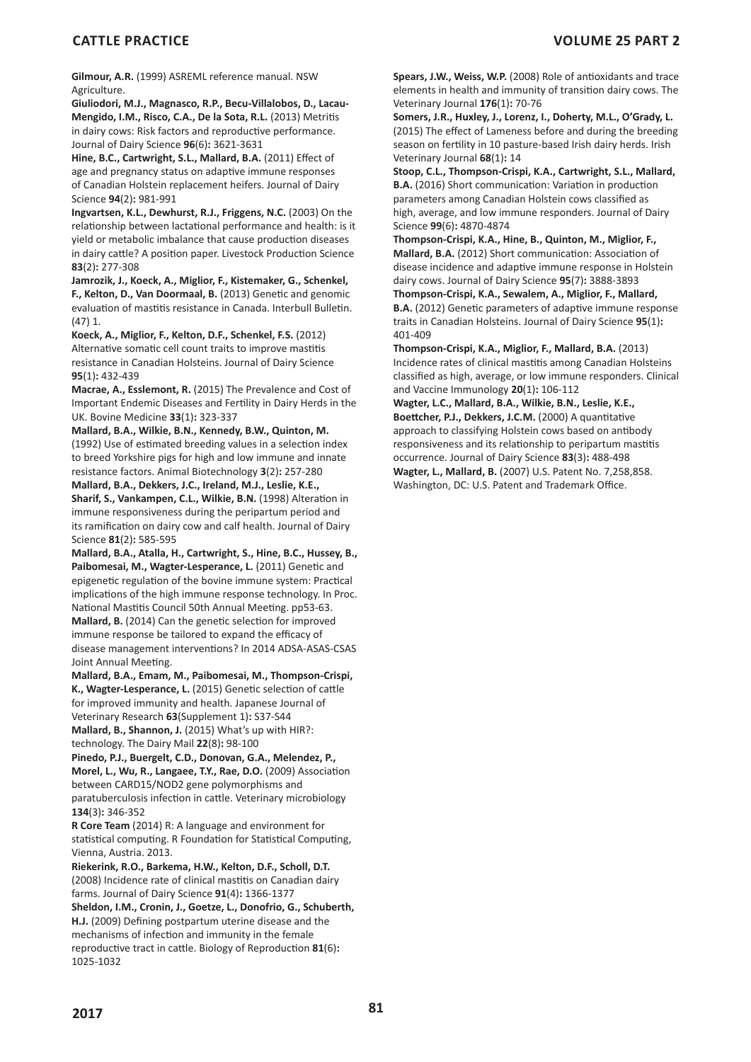**Gilmour, A.R.** (1999) ASREML reference manual. NSW Agriculture.

**Giuliodori, M.J., Magnasco, R.P., Becu-Villalobos, D., Lacau-Mengido, I.M., Risco, C.A., De la Sota, R.L.** (2013) Metritis in dairy cows: Risk factors and reproductive performance. Journal of Dairy Science **96**(6)**:** 3621-3631

**Hine, B.C., Cartwright, S.L., Mallard, B.A.** (2011) Effect of age and pregnancy status on adaptive immune responses of Canadian Holstein replacement heifers. Journal of Dairy Science **94**(2)**:** 981-991

**Ingvartsen, K.L., Dewhurst, R.J., Friggens, N.C.** (2003) On the relationship between lactational performance and health: is it yield or metabolic imbalance that cause production diseases in dairy cattle? A position paper. Livestock Production Science **83**(2)**:** 277-308

**Jamrozik, J., Koeck, A., Miglior, F., Kistemaker, G., Schenkel, F., Kelton, D., Van Doormaal, B.** (2013) Genetic and genomic evaluation of mastitis resistance in Canada. Interbull Bulletin. (47) 1.

**Koeck, A., Miglior, F., Kelton, D.F., Schenkel, F.S.** (2012) Alternative somatic cell count traits to improve mastitis resistance in Canadian Holsteins. Journal of Dairy Science **95**(1)**:** 432-439

**Macrae, A., Esslemont, R.** (2015) The Prevalence and Cost of Important Endemic Diseases and Fertility in Dairy Herds in the UK. Bovine Medicine **33**(1)**:** 323-337

**Mallard, B.A., Wilkie, B.N., Kennedy, B.W., Quinton, M.** (1992) Use of estimated breeding values in a selection index to breed Yorkshire pigs for high and low immune and innate resistance factors. Animal Biotechnology **3**(2)**:** 257-280

**Mallard, B.A., Dekkers, J.C., Ireland, M.J., Leslie, K.E., Sharif, S., Vankampen, C.L., Wilkie, B.N.** (1998) Alteration in immune responsiveness during the peripartum period and its ramification on dairy cow and calf health. Journal of Dairy Science **81**(2)**:** 585-595

**Mallard, B.A., Atalla, H., Cartwright, S., Hine, B.C., Hussey, B., Paibomesai, M., Wagter-Lesperance, L.** (2011) Genetic and epigenetic regulation of the bovine immune system: Practical implications of the high immune response technology. In Proc. National Mastitis Council 50th Annual Meeting. pp53-63.

**Mallard, B.** (2014) Can the genetic selection for improved immune response be tailored to expand the efficacy of disease management interventions? In 2014 ADSA-ASAS-CSAS Joint Annual Meeting.

**Mallard, B.A., Emam, M., Paibomesai, M., Thompson-Crispi, K., Wagter-Lesperance, L.** (2015) Genetic selection of cattle for improved immunity and health. Japanese Journal of Veterinary Research **63**(Supplement 1)**:** S37-S44

**Mallard, B., Shannon, J.** (2015) What's up with HIR?: technology. The Dairy Mail **22**(8)**:** 98-100

**Pinedo, P.J., Buergelt, C.D., Donovan, G.A., Melendez, P., Morel, L., Wu, R., Langaee, T.Y., Rae, D.O.** (2009) Association between CARD15/NOD2 gene polymorphisms and paratuberculosis infection in cattle. Veterinary microbiology **134**(3)**:** 346-352

**R Core Team** (2014) R: A language and environment for statistical computing. R Foundation for Statistical Computing, Vienna, Austria. 2013.

**Riekerink, R.O., Barkema, H.W., Kelton, D.F., Scholl, D.T.** (2008) Incidence rate of clinical mastitis on Canadian dairy farms. Journal of Dairy Science **91**(4)**:** 1366-1377

**Sheldon, I.M., Cronin, J., Goetze, L., Donofrio, G., Schuberth, H.J.** (2009) Defining postpartum uterine disease and the mechanisms of infection and immunity in the female reproductive tract in cattle. Biology of Reproduction **81**(6)**:** 1025-1032

**Spears, J.W., Weiss, W.P.** (2008) Role of antioxidants and trace elements in health and immunity of transition dairy cows. The Veterinary Journal **176**(1)**:** 70-76

**Somers, J.R., Huxley, J., Lorenz, I., Doherty, M.L., O'Grady, L.** (2015) The effect of Lameness before and during the breeding season on fertility in 10 pasture-based Irish dairy herds. Irish Veterinary Journal **68**(1)**:** 14

**Stoop, C.L., Thompson-Crispi, K.A., Cartwright, S.L., Mallard, B.A.** (2016) Short communication: Variation in production parameters among Canadian Holstein cows classified as high, average, and low immune responders. Journal of Dairy Science **99**(6)**:** 4870-4874

**Thompson-Crispi, K.A., Hine, B., Quinton, M., Miglior, F., Mallard, B.A.** (2012) Short communication: Association of disease incidence and adaptive immune response in Holstein dairy cows. Journal of Dairy Science **95**(7)**:** 3888-3893

**Thompson-Crispi, K.A., Sewalem, A., Miglior, F., Mallard, B.A.** (2012) Genetic parameters of adaptive immune response traits in Canadian Holsteins. Journal of Dairy Science **95**(1)**:** 401-409

**Thompson-Crispi, K.A., Miglior, F., Mallard, B.A.** (2013) Incidence rates of clinical mastitis among Canadian Holsteins classified as high, average, or low immune responders. Clinical and Vaccine Immunology **20**(1)**:** 106-112

**Wagter, L.C., Mallard, B.A., Wilkie, B.N., Leslie, K.E., Boettcher, P.J., Dekkers, J.C.M.** (2000) A quantitative approach to classifying Holstein cows based on antibody responsiveness and its relationship to peripartum mastitis occurrence. Journal of Dairy Science **83**(3)**:** 488-498

**Wagter, L., Mallard, B.** (2007) U.S. Patent No. 7,258,858. Washington, DC: U.S. Patent and Trademark Office.